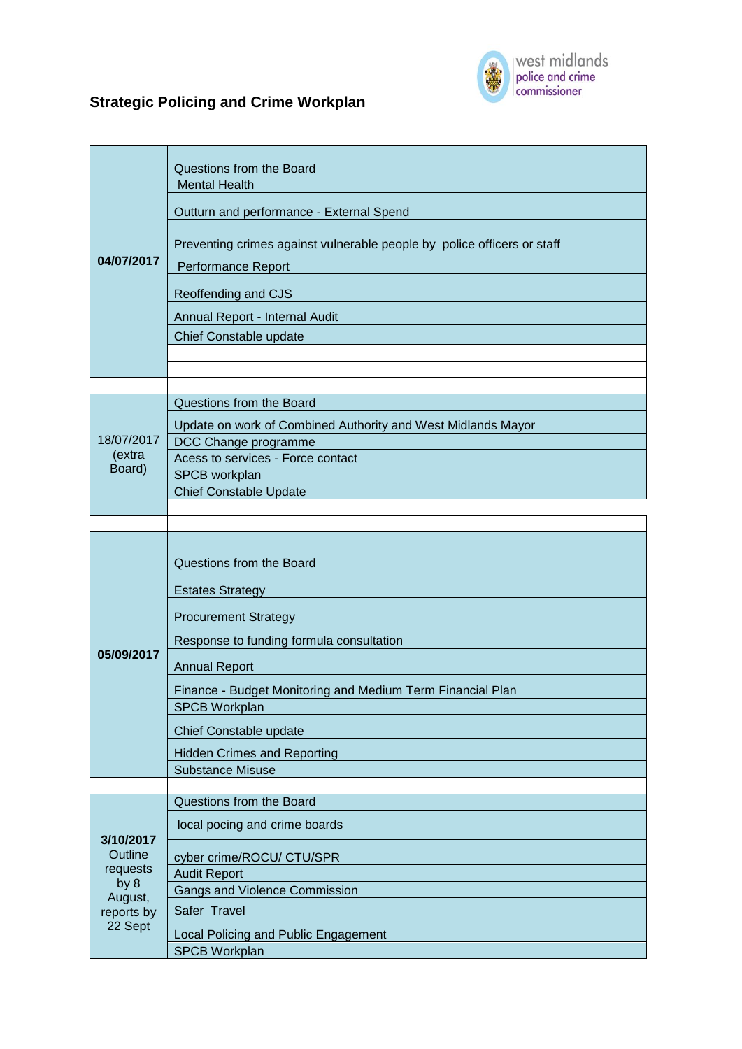## Strategic Policing and Crime Workplan

| Date | Item |
|---|---|
| **04/07/2017** | Questions from the Board |
| | Mental Health |
| | Outturn and performance - External Spend |
| | Preventing crimes against vulnerable people by  police officers or staff |
| | Performance Report |
| | Reoffending and CJS |
| | Annual Report - Internal Audit |
| | Chief Constable update |
| | |
| | |
| | |
| 18/07/2017 (extra Board) | Questions from the Board |
| | Update on work of Combined Authority and West Midlands Mayor |
| | DCC Change programme |
| | Acess to services - Force contact |
| | SPCB workplan |
| | Chief Constable Update |
| | |
| | |
| **05/09/2017** | Questions from the Board |
| | Estates Strategy |
| | Procurement Strategy |
| | Response to funding formula consultation |
| | Annual Report |
| | Finance - Budget Monitoring and Medium Term Financial Plan |
| | SPCB Workplan |
| | Chief Constable update |
| | Hidden Crimes and Reporting |
| | Substance Misuse |
| | |
| **3/10/2017** Outline requests by 8 August, reports by 22 Sept | Questions from the Board |
| | local pocing and crime boards |
| | cyber crime/ROCU/ CTU/SPR |
| | Audit Report |
| | Gangs and Violence Commission |
| | Safer  Travel |
| | Local Policing and Public Engagement |
| | SPCB Workplan |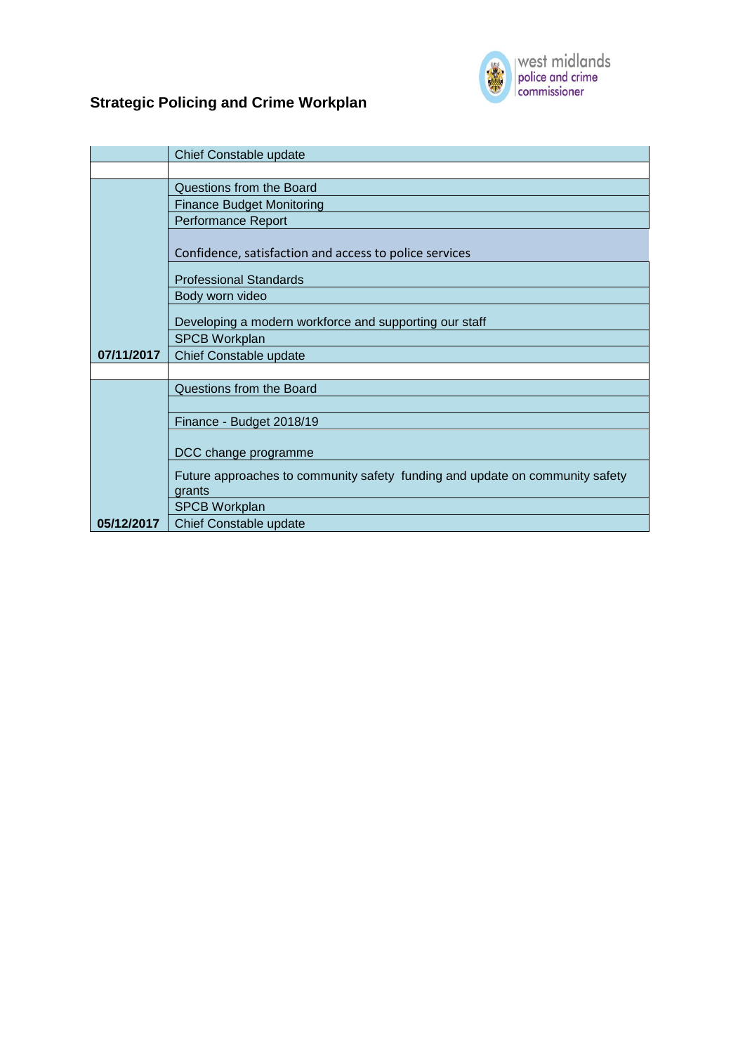## Strategic Policing and Crime Workplan

| | |
|---|---|
| | Chief Constable update |
| | |
| | Questions from the Board |
| | Finance Budget Monitoring |
| | Performance Report |
| | Confidence, satisfaction and access to police services |
| | Professional Standards |
| | Body worn video |
| | Developing a modern workforce and supporting our staff |
| | SPCB Workplan |
| **07/11/2017** | Chief Constable update |
| | |
| | Questions from the Board |
| | |
| | Finance - Budget 2018/19 |
| | DCC change programme |
| | Future approaches to community safety funding and update on community safety grants |
| | SPCB Workplan |
| **05/12/2017** | Chief Constable update |